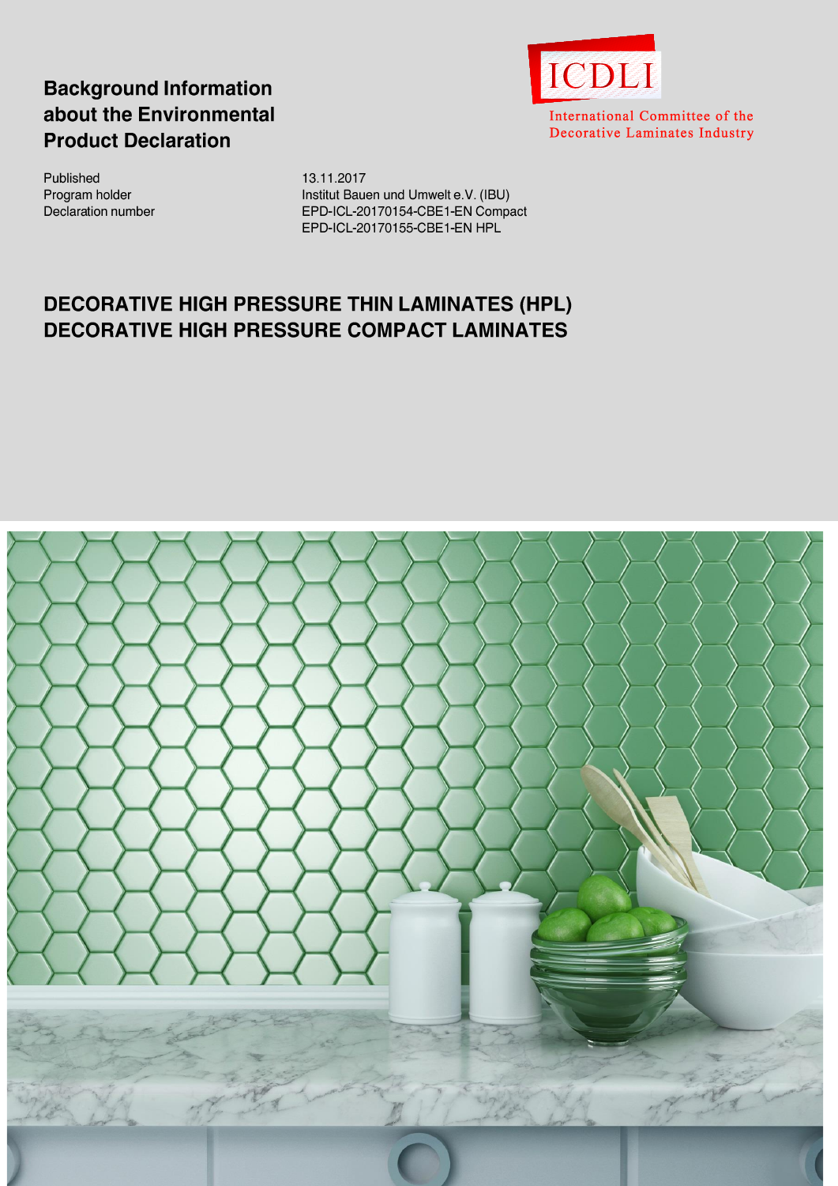# Background Information about the Environmental Product Declaration

ICDLI

International Committee of the Decorative Laminates Industry

| | |
|---|---|
| Published | 13.11.2017 |
| Program holder | Institut Bauen und Umwelt e.V. (IBU) |
| Declaration number | EPD-ICL-20170154-CBE1-EN Compact<br>EPD-ICL-20170155-CBE1-EN HPL |

## DECORATIVE HIGH PRESSURE THIN LAMINATES (HPL)
## DECORATIVE HIGH PRESSURE COMPACT LAMINATES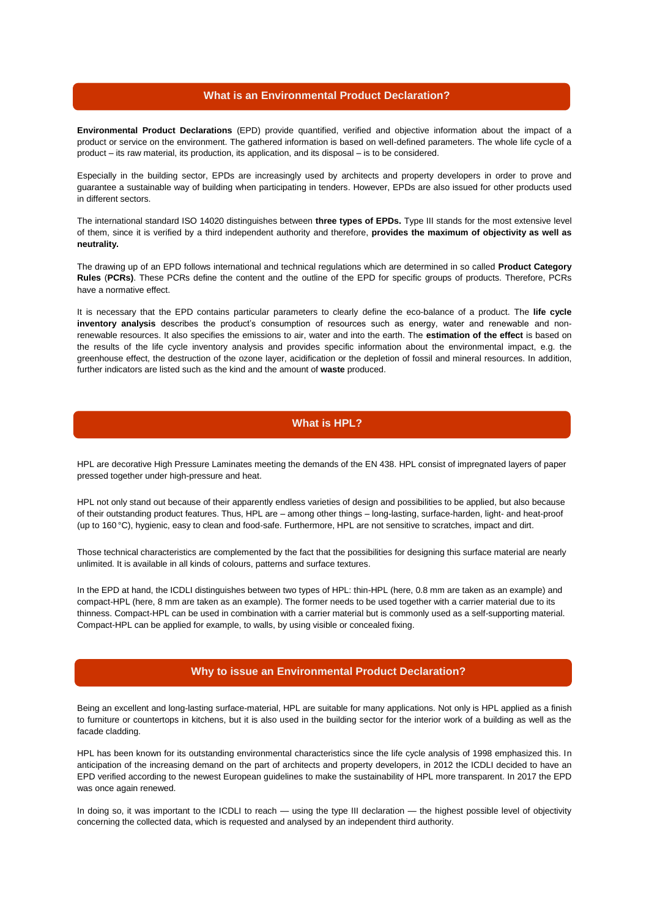## What is an Environmental Product Declaration?

**Environmental Product Declarations** (EPD) provide quantified, verified and objective information about the impact of a product or service on the environment. The gathered information is based on well-defined parameters. The whole life cycle of a product – its raw material, its production, its application, and its disposal – is to be considered.

Especially in the building sector, EPDs are increasingly used by architects and property developers in order to prove and guarantee a sustainable way of building when participating in tenders. However, EPDs are also issued for other products used in different sectors.

The international standard ISO 14020 distinguishes between **three types of EPDs.** Type III stands for the most extensive level of them, since it is verified by a third independent authority and therefore, **provides the maximum of objectivity as well as neutrality.**

The drawing up of an EPD follows international and technical regulations which are determined in so called **Product Category Rules** (**PCRs)**. These PCRs define the content and the outline of the EPD for specific groups of products. Therefore, PCRs have a normative effect.

It is necessary that the EPD contains particular parameters to clearly define the eco-balance of a product. The **life cycle inventory analysis** describes the product's consumption of resources such as energy, water and renewable and non-renewable resources. It also specifies the emissions to air, water and into the earth. The **estimation of the effect** is based on the results of the life cycle inventory analysis and provides specific information about the environmental impact, e.g. the greenhouse effect, the destruction of the ozone layer, acidification or the depletion of fossil and mineral resources. In addition, further indicators are listed such as the kind and the amount of **waste** produced.

## What is HPL?

HPL are decorative High Pressure Laminates meeting the demands of the EN 438. HPL consist of impregnated layers of paper pressed together under high-pressure and heat.

HPL not only stand out because of their apparently endless varieties of design and possibilities to be applied, but also because of their outstanding product features. Thus, HPL are – among other things – long-lasting, surface-harden, light- and heat-proof (up to 160 °C), hygienic, easy to clean and food-safe. Furthermore, HPL are not sensitive to scratches, impact and dirt.

Those technical characteristics are complemented by the fact that the possibilities for designing this surface material are nearly unlimited. It is available in all kinds of colours, patterns and surface textures.

In the EPD at hand, the ICDLI distinguishes between two types of HPL: thin-HPL (here, 0.8 mm are taken as an example) and compact-HPL (here, 8 mm are taken as an example). The former needs to be used together with a carrier material due to its thinness. Compact-HPL can be used in combination with a carrier material but is commonly used as a self-supporting material. Compact-HPL can be applied for example, to walls, by using visible or concealed fixing.

## Why to issue an Environmental Product Declaration?

Being an excellent and long-lasting surface-material, HPL are suitable for many applications. Not only is HPL applied as a finish to furniture or countertops in kitchens, but it is also used in the building sector for the interior work of a building as well as the facade cladding.

HPL has been known for its outstanding environmental characteristics since the life cycle analysis of 1998 emphasized this. In anticipation of the increasing demand on the part of architects and property developers, in 2012 the ICDLI decided to have an EPD verified according to the newest European guidelines to make the sustainability of HPL more transparent. In 2017 the EPD was once again renewed.

In doing so, it was important to the ICDLI to reach — using the type III declaration — the highest possible level of objectivity concerning the collected data, which is requested and analysed by an independent third authority.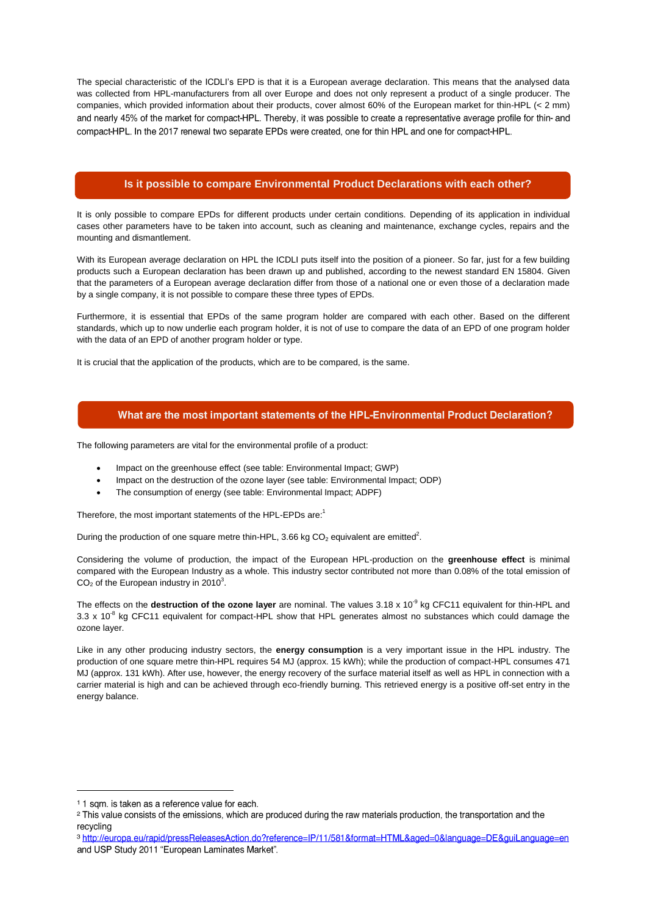The special characteristic of the ICDLI's EPD is that it is a European average declaration. This means that the analysed data was collected from HPL-manufacturers from all over Europe and does not only represent a product of a single producer. The companies, which provided information about their products, cover almost 60% of the European market for thin-HPL (< 2 mm) and nearly 45% of the market for compact-HPL. Thereby, it was possible to create a representative average profile for thin- and compact-HPL. In the 2017 renewal two separate EPDs were created, one for thin HPL and one for compact-HPL.

## Is it possible to compare Environmental Product Declarations with each other?

It is only possible to compare EPDs for different products under certain conditions. Depending of its application in individual cases other parameters have to be taken into account, such as cleaning and maintenance, exchange cycles, repairs and the mounting and dismantlement.

With its European average declaration on HPL the ICDLI puts itself into the position of a pioneer. So far, just for a few building products such a European declaration has been drawn up and published, according to the newest standard EN 15804. Given that the parameters of a European average declaration differ from those of a national one or even those of a declaration made by a single company, it is not possible to compare these three types of EPDs.

Furthermore, it is essential that EPDs of the same program holder are compared with each other. Based on the different standards, which up to now underlie each program holder, it is not of use to compare the data of an EPD of one program holder with the data of an EPD of another program holder or type.

It is crucial that the application of the products, which are to be compared, is the same.

## What are the most important statements of the HPL-Environmental Product Declaration?

The following parameters are vital for the environmental profile of a product:

- Impact on the greenhouse effect (see table: Environmental Impact; GWP)
- Impact on the destruction of the ozone layer (see table: Environmental Impact; ODP)
- The consumption of energy (see table: Environmental Impact; ADPF)

Therefore, the most important statements of the HPL-EPDs are:[1]

During the production of one square metre thin-HPL, 3.66 kg $CO_2$ equivalent are emitted[2].

Considering the volume of production, the impact of the European HPL-production on the **greenhouse effect** is minimal compared with the European Industry as a whole. This industry sector contributed not more than 0.08% of the total emission of $CO_2$ of the European industry in 2010[3].

The effects on the **destruction of the ozone layer** are nominal. The values $3.18 \times 10^{-9}$ kg CFC11 equivalent for thin-HPL and $3.3 \times 10^{-8}$ kg CFC11 equivalent for compact-HPL show that HPL generates almost no substances which could damage the ozone layer.

Like in any other producing industry sectors, the **energy consumption** is a very important issue in the HPL industry. The production of one square metre thin-HPL requires 54 MJ (approx. 15 kWh); while the production of compact-HPL consumes 471 MJ (approx. 131 kWh). After use, however, the energy recovery of the surface material itself as well as HPL in connection with a carrier material is high and can be achieved through eco-friendly burning. This retrieved energy is a positive off-set entry in the energy balance.

---

[1] 1 sqm. is taken as a reference value for each.

[2] This value consists of the emissions, which are produced during the raw materials production, the transportation and the recycling

[3] http://europa.eu/rapid/pressReleasesAction.do?reference=IP/11/581&format=HTML&aged=0&language=DE&guiLanguage=en and USP Study 2011 "European Laminates Market".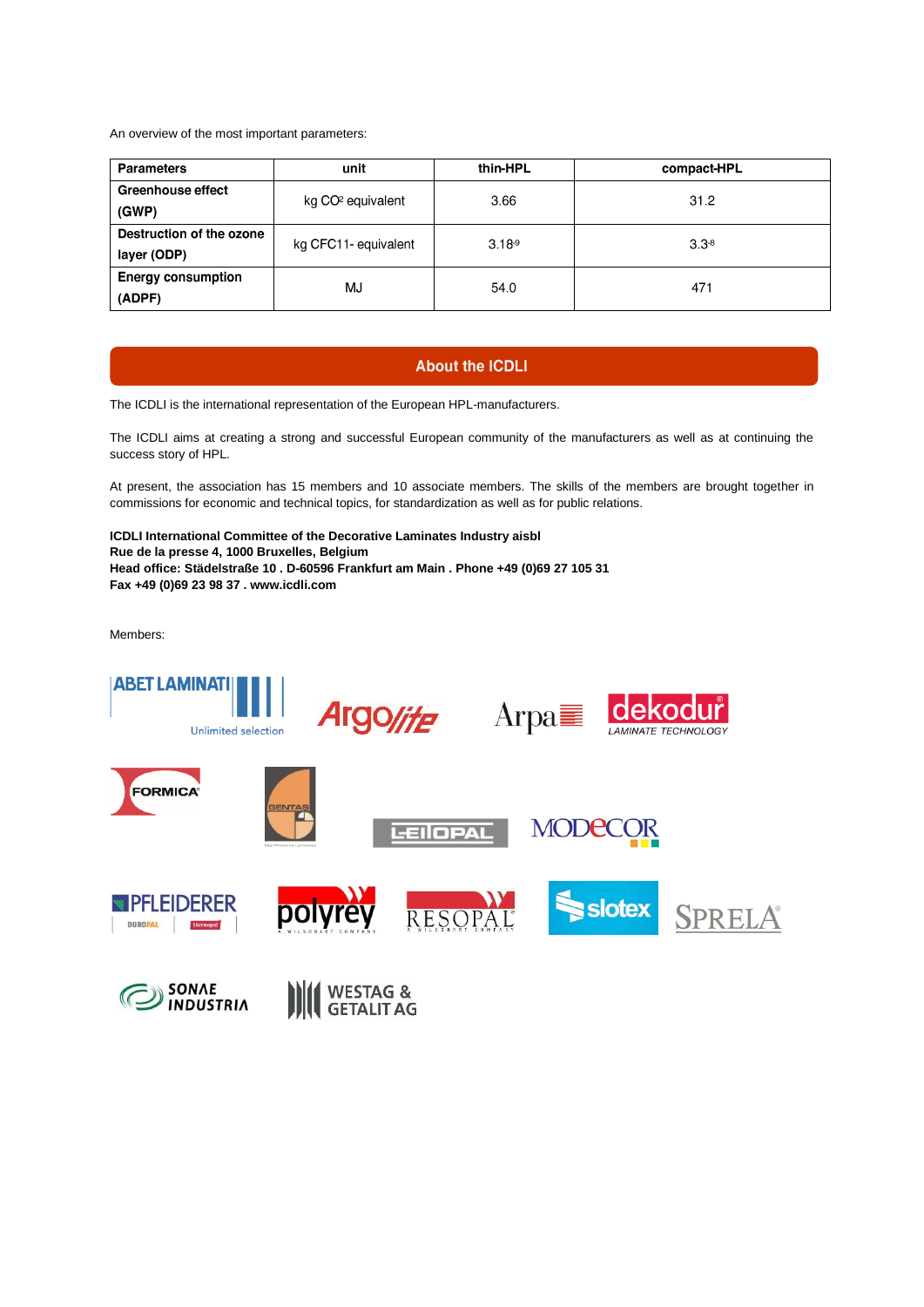An overview of the most important parameters:

| Parameters | unit | thin-HPL | compact-HPL |
|---|---|---|---|
| **Greenhouse effect (GWP)** | kg $CO^2$ equivalent | 3.66 | 31.2 |
| **Destruction of the ozone layer (ODP)** | kg CFC11- equivalent | $3.18^{-9}$ | $3.3^{-8}$ |
| **Energy consumption (ADPF)** | MJ | 54.0 | 471 |

## About the ICDLI

The ICDLI is the international representation of the European HPL-manufacturers.

The ICDLI aims at creating a strong and successful European community of the manufacturers as well as at continuing the success story of HPL.

At present, the association has 15 members and 10 associate members. The skills of the members are brought together in commissions for economic and technical topics, for standardization as well as for public relations.

**ICDLI International Committee of the Decorative Laminates Industry aisbl**
**Rue de la presse 4, 1000 Bruxelles, Belgium**
**Head office: Städelstraße 10 . D-60596 Frankfurt am Main . Phone +49 (0)69 27 105 31**
**Fax +49 (0)69 23 98 37 . www.icdli.com**

Members:

ABET LAMINATI Unlimited selection
Argolite
Arpa
dekodur LAMINATE TECHNOLOGY
FORMICA
GENTAS
LEITOPAL
MODECOR
PFLEIDERER DUROPAL thermopal
polyrey A WILSONART COMPANY
RESOPAL A WILSONART COMPANY
slotex
SPRELA
SONAE INDUSTRIA
WESTAG & GETALIT AG